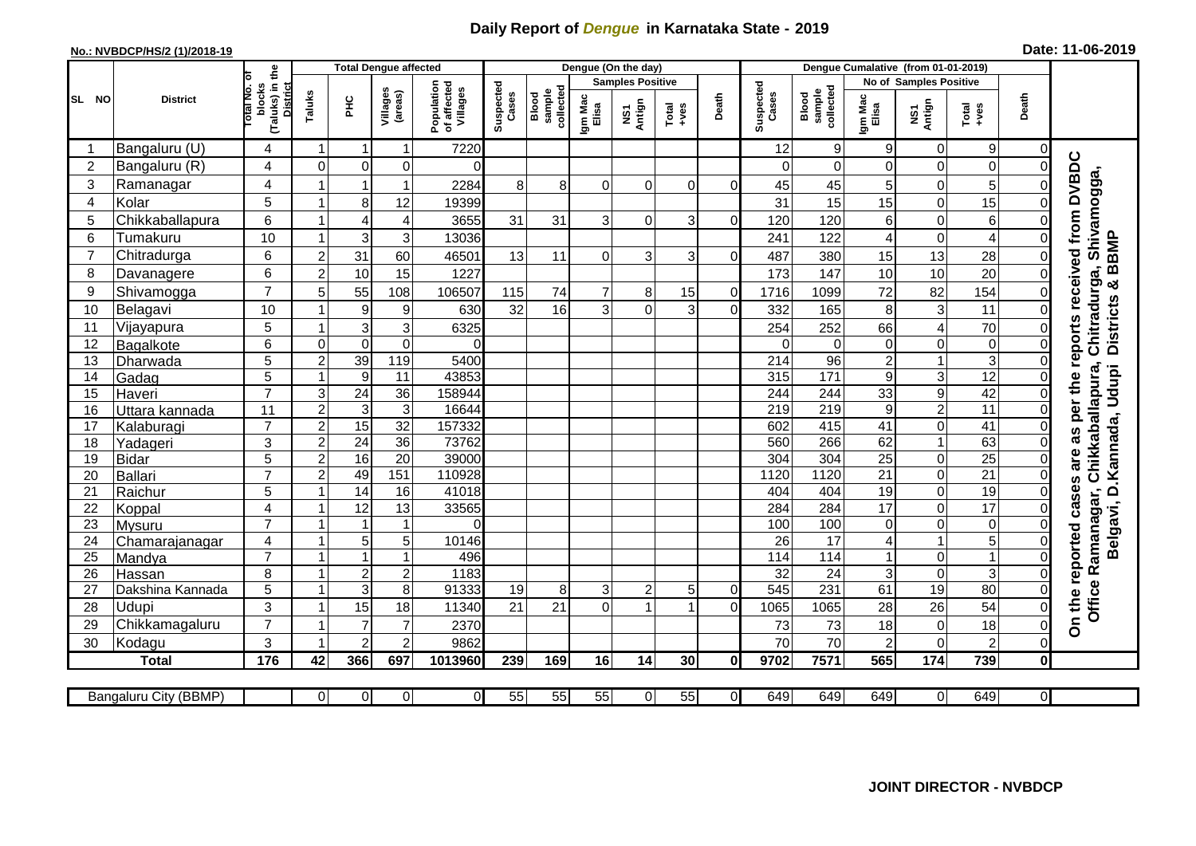# Daily Report of *Dengue* in Karnataka State - 2019

**No.: NVBDCP/HS/2 (1)/2018-19**

**Date: 11-06-2019**

| SL NO | District | Total No. of blocks (Taluks) in the District | Total Dengue affected | | | | Dengue (On the day) | | | | | | Dengue Cumalative (from 01-01-2019) | | | | | | |
|---|---|---|---|---|---|---|---|---|---|---|---|---|---|---|---|---|---|---|---|
| | | | Taluks | PHC | Villages (areas) | Population of affected Villages | Suspected Cases | Blood sample collected | Samples Positive | | | Death | Suspected Cases | Blood sample collected | No of Samples Positive | | | Death | |
| | | | | | | | | | Igm Mac Elisa | NS1 Antign | Total +ves | | | | Igm Mac Elisa | NS1 Antign | Total +ves | | |
| 1 | Bangaluru (U) | 4 | 1 | 1 | 1 | 7220 | | | | | | | 12 | 9 | 9 | 0 | 9 | 0 | On the reported cases are as per the reports received from DVBDC Office Ramanagar, Chikkaballapura, Chitradurga, Shivamogga, Belgavi, D.Kannada, Udupi Districts & BBMP |
| 2 | Bangaluru (R) | 4 | 0 | 0 | 0 | 0 | | | | | | | 0 | 0 | 0 | 0 | 0 | 0 | |
| 3 | Ramanagar | 4 | 1 | 1 | 1 | 2284 | 8 | 8 | 0 | 0 | 0 | 0 | 45 | 45 | 5 | 0 | 5 | 0 | |
| 4 | Kolar | 5 | 1 | 8 | 12 | 19399 | | | | | | | 31 | 15 | 15 | 0 | 15 | 0 | |
| 5 | Chikkaballapura | 6 | 1 | 4 | 4 | 3655 | 31 | 31 | 3 | 0 | 3 | 0 | 120 | 120 | 6 | 0 | 6 | 0 | |
| 6 | Tumakuru | 10 | 1 | 3 | 3 | 13036 | | | | | | | 241 | 122 | 4 | 0 | 4 | 0 | |
| 7 | Chitradurga | 6 | 2 | 31 | 60 | 46501 | 13 | 11 | 0 | 3 | 3 | 0 | 487 | 380 | 15 | 13 | 28 | 0 | |
| 8 | Davanagere | 6 | 2 | 10 | 15 | 1227 | | | | | | | 173 | 147 | 10 | 10 | 20 | 0 | |
| 9 | Shivamogga | 7 | 5 | 55 | 108 | 106507 | 115 | 74 | 7 | 8 | 15 | 0 | 1716 | 1099 | 72 | 82 | 154 | 0 | |
| 10 | Belagavi | 10 | 1 | 9 | 9 | 630 | 32 | 16 | 3 | 0 | 3 | 0 | 332 | 165 | 8 | 3 | 11 | 0 | |
| 11 | Vijayapura | 5 | 1 | 3 | 3 | 6325 | | | | | | | 254 | 252 | 66 | 4 | 70 | 0 | |
| 12 | Bagalkote | 6 | 0 | 0 | 0 | 0 | | | | | | | 0 | 0 | 0 | 0 | 0 | 0 | |
| 13 | Dharwada | 5 | 2 | 39 | 119 | 5400 | | | | | | | 214 | 96 | 2 | 1 | 3 | 0 | |
| 14 | Gadag | 5 | 1 | 9 | 11 | 43853 | | | | | | | 315 | 171 | 9 | 3 | 12 | 0 | |
| 15 | Haveri | 7 | 3 | 24 | 36 | 158944 | | | | | | | 244 | 244 | 33 | 9 | 42 | 0 | |
| 16 | Uttara kannada | 11 | 2 | 3 | 3 | 16644 | | | | | | | 219 | 219 | 9 | 2 | 11 | 0 | |
| 17 | Kalaburagi | 7 | 2 | 15 | 32 | 157332 | | | | | | | 602 | 415 | 41 | 0 | 41 | 0 | |
| 18 | Yadageri | 3 | 2 | 24 | 36 | 73762 | | | | | | | 560 | 266 | 62 | 1 | 63 | 0 | |
| 19 | Bidar | 5 | 2 | 16 | 20 | 39000 | | | | | | | 304 | 304 | 25 | 0 | 25 | 0 | |
| 20 | Ballari | 7 | 2 | 49 | 151 | 110928 | | | | | | | 1120 | 1120 | 21 | 0 | 21 | 0 | |
| 21 | Raichur | 5 | 1 | 14 | 16 | 41018 | | | | | | | 404 | 404 | 19 | 0 | 19 | 0 | |
| 22 | Koppal | 4 | 1 | 12 | 13 | 33565 | | | | | | | 284 | 284 | 17 | 0 | 17 | 0 | |
| 23 | Mysuru | 7 | 1 | 1 | 1 | 0 | | | | | | | 100 | 100 | 0 | 0 | 0 | 0 | |
| 24 | Chamarajanagar | 4 | 1 | 5 | 5 | 10146 | | | | | | | 26 | 17 | 4 | 1 | 5 | 0 | |
| 25 | Mandya | 7 | 1 | 1 | 1 | 496 | | | | | | | 114 | 114 | 1 | 0 | 1 | 0 | |
| 26 | Hassan | 8 | 1 | 2 | 2 | 1183 | | | | | | | 32 | 24 | 3 | 0 | 3 | 0 | |
| 27 | Dakshina Kannada | 5 | 1 | 3 | 8 | 91333 | 19 | 8 | 3 | 2 | 5 | 0 | 545 | 231 | 61 | 19 | 80 | 0 | |
| 28 | Udupi | 3 | 1 | 15 | 18 | 11340 | 21 | 21 | 0 | 1 | 1 | 0 | 1065 | 1065 | 28 | 26 | 54 | 0 | |
| 29 | Chikkamagaluru | 7 | 1 | 7 | 7 | 2370 | | | | | | | 73 | 73 | 18 | 0 | 18 | 0 | |
| 30 | Kodagu | 3 | 1 | 2 | 2 | 9862 | | | | | | | 70 | 70 | 2 | 0 | 2 | 0 | |
| | **Total** | **176** | **42** | **366** | **697** | **1013960** | **239** | **169** | **16** | **14** | **30** | **0** | **9702** | **7571** | **565** | **174** | **739** | **0** | |

| Bangaluru City (BBMP) | | 0 | 0 | 0 | 0 | 55 | 55 | 55 | 0 | 55 | 0 | 649 | 649 | 649 | 0 | 649 | 0 |
|---|---|---|---|---|---|---|---|---|---|---|---|---|---|---|---|---|---|

**JOINT DIRECTOR - NVBDCP**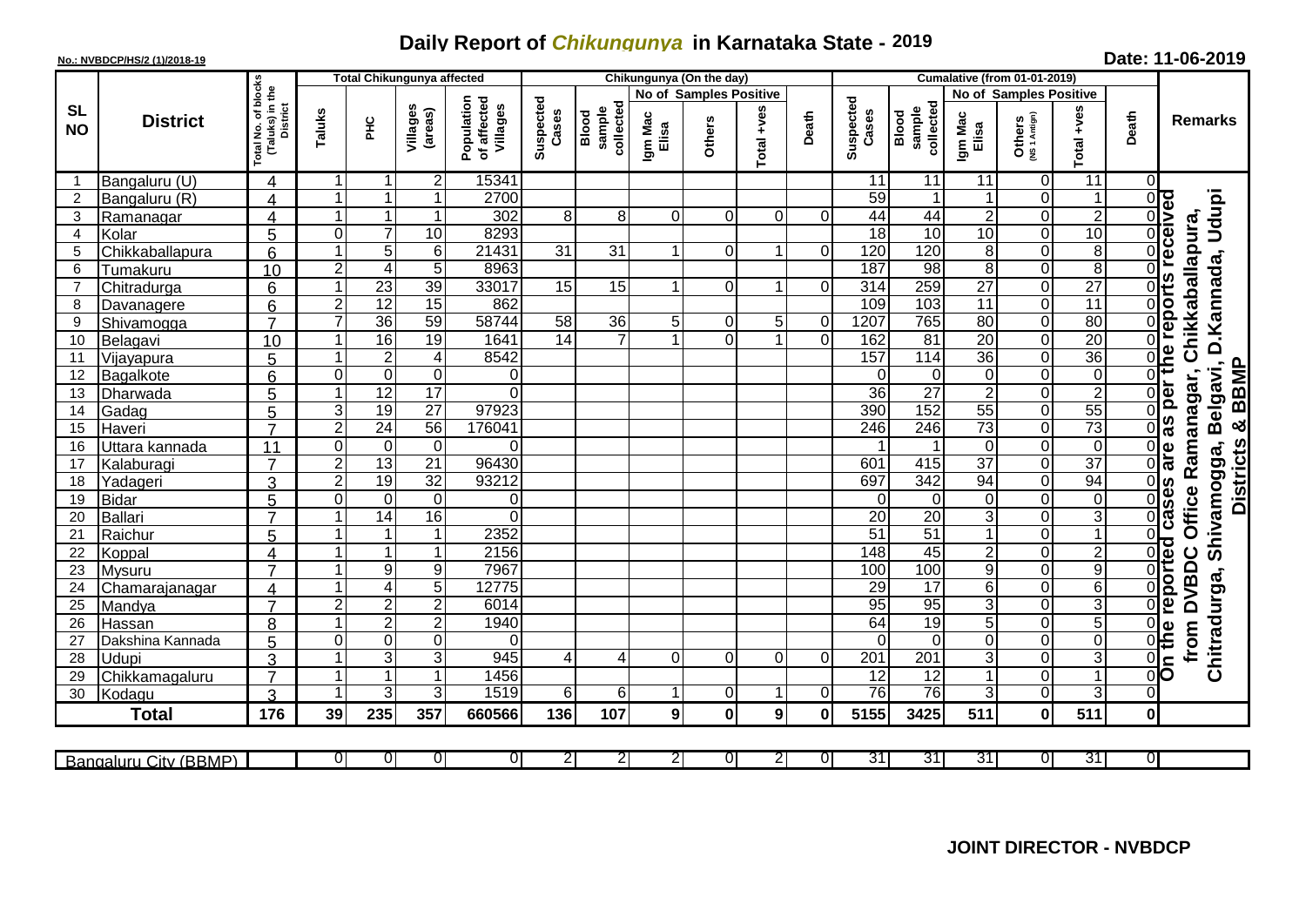# Daily Report of *Chikungunya* in Karnataka State - 2019

**No.: NVBDCP/HS/2 (1)/2018-19** | **Date: 11-06-2019**

| SL NO | District | Total No. of blocks (Taluks) in the District | Total Chikungunya affected | | | | Chikungunya (On the day) | | | | | | | Cumalative (from 01-01-2019) | | | | | | | Remarks |
|---|---|---|---|---|---|---|---|---|---|---|---|---|---|---|---|---|---|---|---|---|---|
| | | | Taluks | PHC | Villages (areas) | Population of affected Villages | Suspected Cases | Blood sample collected | No of Samples Positive | | | Death | Suspected Cases | Blood sample collected | No of Samples Positive | | | Death | |
| | | | | | | | | | Igm Mac Elisa | Others | Total +ves | | | | Igm Mac Elisa | Others (NS 1 Antign) | Total +ves | | |
| 1 | Bangaluru (U) | 4 | 1 | 1 | 2 | 15341 | | | | | | | 11 | 11 | 11 | 0 | 11 | 0 | On the reported cases are as per the reports received from DVBDC Office Ramanagar, Chikkaballapura, Chitradurga, Shivamogga, Belgavi, D.Kannada, Udupi Districts & BBMP |
| 2 | Bangaluru (R) | 4 | 1 | 1 | 1 | 2700 | | | | | | | 59 | 1 | 1 | 0 | 1 | 0 | |
| 3 | Ramanagar | 4 | 1 | 1 | 1 | 302 | 8 | 8 | 0 | 0 | 0 | 0 | 44 | 44 | 2 | 0 | 2 | 0 | |
| 4 | Kolar | 5 | 0 | 7 | 10 | 8293 | | | | | | | 18 | 10 | 10 | 0 | 10 | 0 | |
| 5 | Chikkaballapura | 6 | 1 | 5 | 6 | 21431 | 31 | 31 | 1 | 0 | 1 | 0 | 120 | 120 | 8 | 0 | 8 | 0 | |
| 6 | Tumakuru | 10 | 2 | 4 | 5 | 8963 | | | | | | | 187 | 98 | 8 | 0 | 8 | 0 | |
| 7 | Chitradurga | 6 | 1 | 23 | 39 | 33017 | 15 | 15 | 1 | 0 | 1 | 0 | 314 | 259 | 27 | 0 | 27 | 0 | |
| 8 | Davanagere | 6 | 2 | 12 | 15 | 862 | | | | | | | 109 | 103 | 11 | 0 | 11 | 0 | |
| 9 | Shivamogga | 7 | 7 | 36 | 59 | 58744 | 58 | 36 | 5 | 0 | 5 | 0 | 1207 | 765 | 80 | 0 | 80 | 0 | |
| 10 | Belagavi | 10 | 1 | 16 | 19 | 1641 | 14 | 7 | 1 | 0 | 1 | 0 | 162 | 81 | 20 | 0 | 20 | 0 | |
| 11 | Vijayapura | 5 | 1 | 2 | 4 | 8542 | | | | | | | 157 | 114 | 36 | 0 | 36 | 0 | |
| 12 | Bagalkote | 6 | 0 | 0 | 0 | 0 | | | | | | | 0 | 0 | 0 | 0 | 0 | 0 | |
| 13 | Dharwada | 5 | 1 | 12 | 17 | 0 | | | | | | | 36 | 27 | 2 | 0 | 2 | 0 | |
| 14 | Gadag | 5 | 3 | 19 | 27 | 97923 | | | | | | | 390 | 152 | 55 | 0 | 55 | 0 | |
| 15 | Haveri | 7 | 2 | 24 | 56 | 176041 | | | | | | | 246 | 246 | 73 | 0 | 73 | 0 | |
| 16 | Uttara kannada | 11 | 0 | 0 | 0 | 0 | | | | | | | 1 | 1 | 0 | 0 | 0 | 0 | |
| 17 | Kalaburagi | 7 | 2 | 13 | 21 | 96430 | | | | | | | 601 | 415 | 37 | 0 | 37 | 0 | |
| 18 | Yadageri | 3 | 2 | 19 | 32 | 93212 | | | | | | | 697 | 342 | 94 | 0 | 94 | 0 | |
| 19 | Bidar | 5 | 0 | 0 | 0 | 0 | | | | | | | 0 | 0 | 0 | 0 | 0 | 0 | |
| 20 | Ballari | 7 | 1 | 14 | 16 | 0 | | | | | | | 20 | 20 | 3 | 0 | 3 | 0 | |
| 21 | Raichur | 5 | 1 | 1 | 1 | 2352 | | | | | | | 51 | 51 | 1 | 0 | 1 | 0 | |
| 22 | Koppal | 4 | 1 | 1 | 1 | 2156 | | | | | | | 148 | 45 | 2 | 0 | 2 | 0 | |
| 23 | Mysuru | 7 | 1 | 9 | 9 | 7967 | | | | | | | 100 | 100 | 9 | 0 | 9 | 0 | |
| 24 | Chamarajanagar | 4 | 1 | 4 | 5 | 12775 | | | | | | | 29 | 17 | 6 | 0 | 6 | 0 | |
| 25 | Mandya | 7 | 2 | 2 | 2 | 6014 | | | | | | | 95 | 95 | 3 | 0 | 3 | 0 | |
| 26 | Hassan | 8 | 1 | 2 | 2 | 1940 | | | | | | | 64 | 19 | 5 | 0 | 5 | 0 | |
| 27 | Dakshina Kannada | 5 | 0 | 0 | 0 | 0 | | | | | | | 0 | 0 | 0 | 0 | 0 | 0 | |
| 28 | Udupi | 3 | 1 | 3 | 3 | 945 | 4 | 4 | 0 | 0 | 0 | 0 | 201 | 201 | 3 | 0 | 3 | 0 | |
| 29 | Chikkamagaluru | 7 | 1 | 1 | 1 | 1456 | | | | | | | 12 | 12 | 1 | 0 | 1 | 0 | |
| 30 | Kodagu | 3 | 1 | 3 | 3 | 1519 | 6 | 6 | 1 | 0 | 1 | 0 | 76 | 76 | 3 | 0 | 3 | 0 | |
| | **Total** | **176** | **39** | **235** | **357** | **660566** | **136** | **107** | **9** | **0** | **9** | **0** | **5155** | **3425** | **511** | **0** | **511** | **0** | |

| | | | | | | | | | | | | | | | | | | |
|---|---|---|---|---|---|---|---|---|---|---|---|---|---|---|---|---|---|---|
| Bangaluru City (BBMP) | | 0 | 0 | 0 | 0 | 2 | 2 | 2 | 0 | 2 | 0 | 31 | 31 | 31 | 0 | 31 | 0 | |

**JOINT DIRECTOR - NVBDCP**